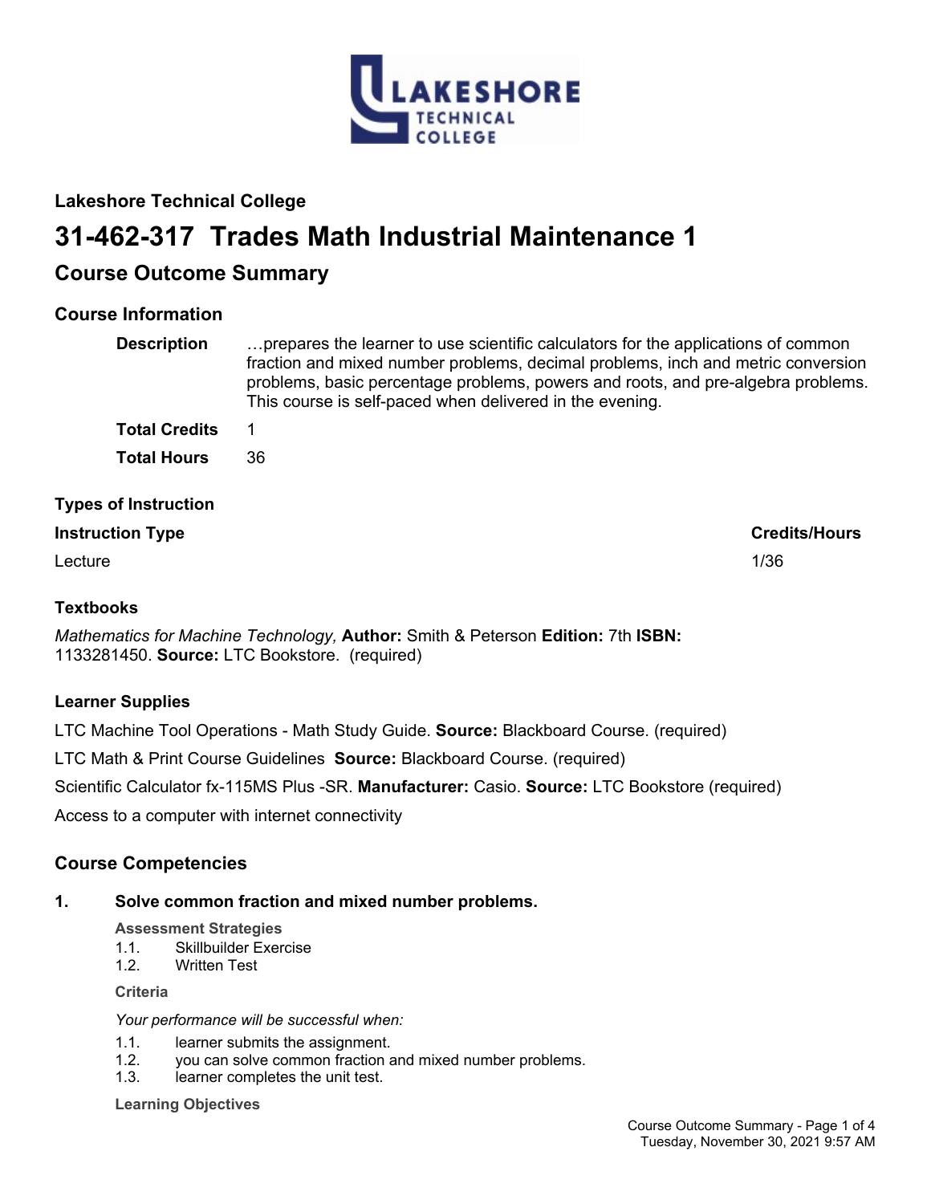## Lakeshore Technical College

# 31-462-317 Trades Math Industrial Maintenance 1

## Course Outcome Summary

### Course Information

**Description** …prepares the learner to use scientific calculators for the applications of common fraction and mixed number problems, decimal problems, inch and metric conversion problems, basic percentage problems, powers and roots, and pre-algebra problems. This course is self-paced when delivered in the evening.

**Total Credits** 1

**Total Hours** 36

### Types of Instruction

| Instruction Type | Credits/Hours |
|---|---|
| Lecture | 1/36 |

### Textbooks

*Mathematics for Machine Technology,* **Author:** Smith & Peterson **Edition:** 7th **ISBN:** 1133281450. **Source:** LTC Bookstore. (required)

### Learner Supplies

LTC Machine Tool Operations - Math Study Guide. **Source:** Blackboard Course. (required)

LTC Math & Print Course Guidelines **Source:** Blackboard Course. (required)

Scientific Calculator fx-115MS Plus -SR. **Manufacturer:** Casio. **Source:** LTC Bookstore (required)

Access to a computer with internet connectivity

### Course Competencies

**1. Solve common fraction and mixed number problems.**

**Assessment Strategies**

1.1. Skillbuilder Exercise
1.2. Written Test

**Criteria**

*Your performance will be successful when:*

1.1. learner submits the assignment.
1.2. you can solve common fraction and mixed number problems.
1.3. learner completes the unit test.

**Learning Objectives**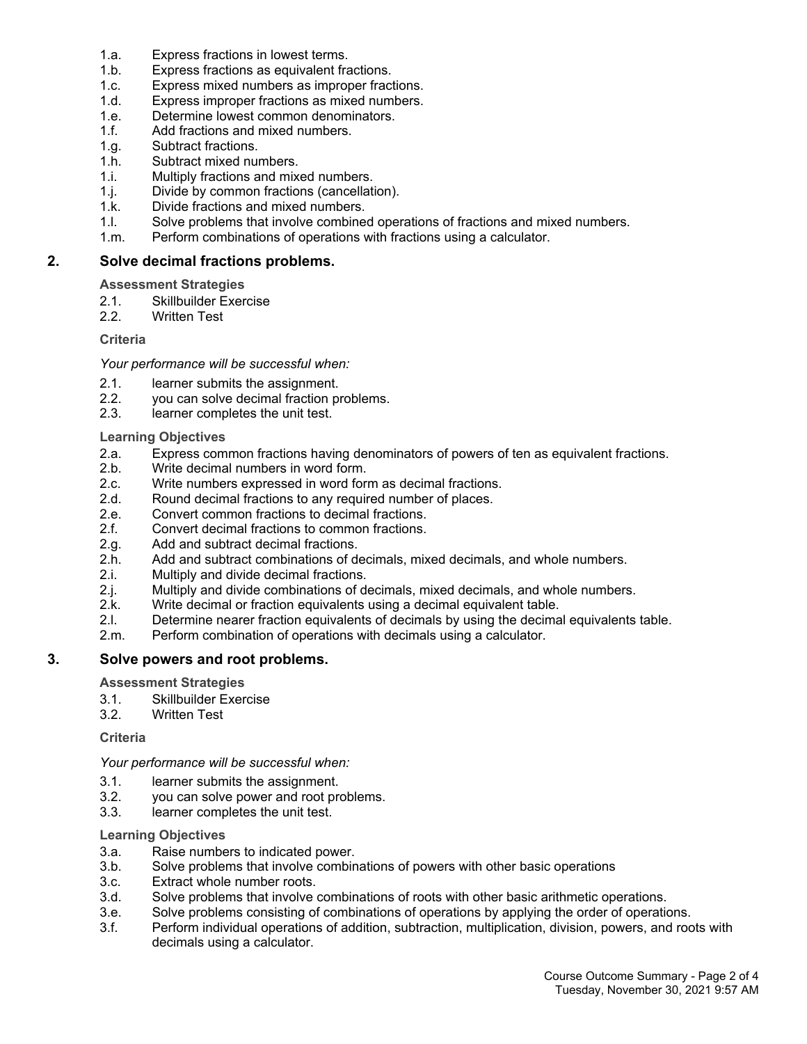1.a. Express fractions in lowest terms.
1.b. Express fractions as equivalent fractions.
1.c. Express mixed numbers as improper fractions.
1.d. Express improper fractions as mixed numbers.
1.e. Determine lowest common denominators.
1.f. Add fractions and mixed numbers.
1.g. Subtract fractions.
1.h. Subtract mixed numbers.
1.i. Multiply fractions and mixed numbers.
1.j. Divide by common fractions (cancellation).
1.k. Divide fractions and mixed numbers.
1.l. Solve problems that involve combined operations of fractions and mixed numbers.
1.m. Perform combinations of operations with fractions using a calculator.

## 2. Solve decimal fractions problems.

**Assessment Strategies**

2.1. Skillbuilder Exercise
2.2. Written Test

**Criteria**

*Your performance will be successful when:*

2.1. learner submits the assignment.
2.2. you can solve decimal fraction problems.
2.3. learner completes the unit test.

**Learning Objectives**

2.a. Express common fractions having denominators of powers of ten as equivalent fractions.
2.b. Write decimal numbers in word form.
2.c. Write numbers expressed in word form as decimal fractions.
2.d. Round decimal fractions to any required number of places.
2.e. Convert common fractions to decimal fractions.
2.f. Convert decimal fractions to common fractions.
2.g. Add and subtract decimal fractions.
2.h. Add and subtract combinations of decimals, mixed decimals, and whole numbers.
2.i. Multiply and divide decimal fractions.
2.j. Multiply and divide combinations of decimals, mixed decimals, and whole numbers.
2.k. Write decimal or fraction equivalents using a decimal equivalent table.
2.l. Determine nearer fraction equivalents of decimals by using the decimal equivalents table.
2.m. Perform combination of operations with decimals using a calculator.

## 3. Solve powers and root problems.

**Assessment Strategies**

3.1. Skillbuilder Exercise
3.2. Written Test

**Criteria**

*Your performance will be successful when:*

3.1. learner submits the assignment.
3.2. you can solve power and root problems.
3.3. learner completes the unit test.

**Learning Objectives**

3.a. Raise numbers to indicated power.
3.b. Solve problems that involve combinations of powers with other basic operations
3.c. Extract whole number roots.
3.d. Solve problems that involve combinations of roots with other basic arithmetic operations.
3.e. Solve problems consisting of combinations of operations by applying the order of operations.
3.f. Perform individual operations of addition, subtraction, multiplication, division, powers, and roots with decimals using a calculator.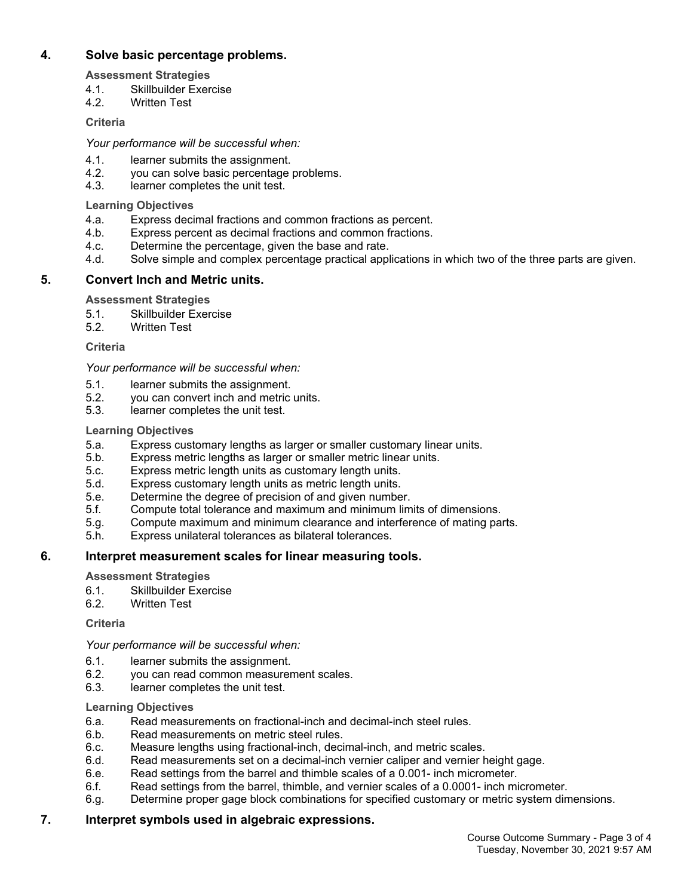## 4. Solve basic percentage problems.

**Assessment Strategies**

4.1. Skillbuilder Exercise
4.2. Written Test

**Criteria**

*Your performance will be successful when:*

4.1. learner submits the assignment.
4.2. you can solve basic percentage problems.
4.3. learner completes the unit test.

**Learning Objectives**

4.a. Express decimal fractions and common fractions as percent.
4.b. Express percent as decimal fractions and common fractions.
4.c. Determine the percentage, given the base and rate.
4.d. Solve simple and complex percentage practical applications in which two of the three parts are given.

## 5. Convert Inch and Metric units.

**Assessment Strategies**

5.1. Skillbuilder Exercise
5.2. Written Test

**Criteria**

*Your performance will be successful when:*

5.1. learner submits the assignment.
5.2. you can convert inch and metric units.
5.3. learner completes the unit test.

**Learning Objectives**

5.a. Express customary lengths as larger or smaller customary linear units.
5.b. Express metric lengths as larger or smaller metric linear units.
5.c. Express metric length units as customary length units.
5.d. Express customary length units as metric length units.
5.e. Determine the degree of precision of and given number.
5.f. Compute total tolerance and maximum and minimum limits of dimensions.
5.g. Compute maximum and minimum clearance and interference of mating parts.
5.h. Express unilateral tolerances as bilateral tolerances.

## 6. Interpret measurement scales for linear measuring tools.

**Assessment Strategies**

6.1. Skillbuilder Exercise
6.2. Written Test

**Criteria**

*Your performance will be successful when:*

6.1. learner submits the assignment.
6.2. you can read common measurement scales.
6.3. learner completes the unit test.

**Learning Objectives**

6.a. Read measurements on fractional-inch and decimal-inch steel rules.
6.b. Read measurements on metric steel rules.
6.c. Measure lengths using fractional-inch, decimal-inch, and metric scales.
6.d. Read measurements set on a decimal-inch vernier caliper and vernier height gage.
6.e. Read settings from the barrel and thimble scales of a 0.001- inch micrometer.
6.f. Read settings from the barrel, thimble, and vernier scales of a 0.0001- inch micrometer.
6.g. Determine proper gage block combinations for specified customary or metric system dimensions.

## 7. Interpret symbols used in algebraic expressions.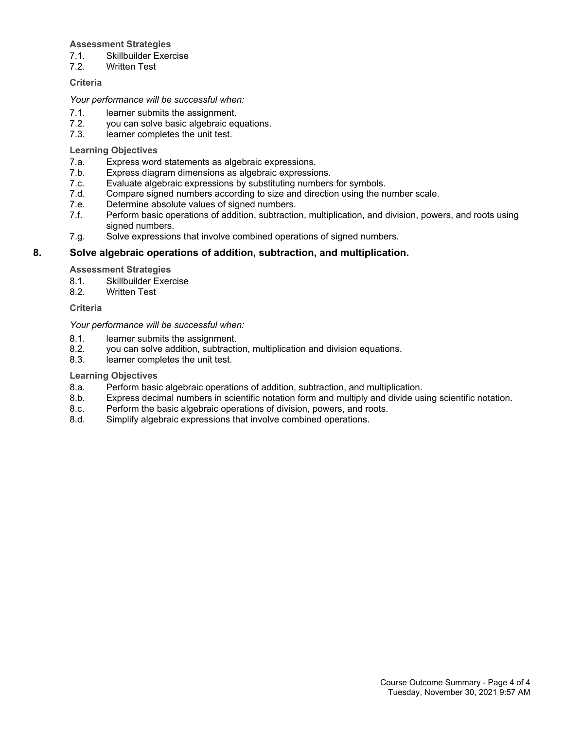**Assessment Strategies**

7.1. Skillbuilder Exercise
7.2. Written Test

**Criteria**

*Your performance will be successful when:*

7.1. learner submits the assignment.
7.2. you can solve basic algebraic equations.
7.3. learner completes the unit test.

**Learning Objectives**

7.a. Express word statements as algebraic expressions.
7.b. Express diagram dimensions as algebraic expressions.
7.c. Evaluate algebraic expressions by substituting numbers for symbols.
7.d. Compare signed numbers according to size and direction using the number scale.
7.e. Determine absolute values of signed numbers.
7.f. Perform basic operations of addition, subtraction, multiplication, and division, powers, and roots using signed numbers.
7.g. Solve expressions that involve combined operations of signed numbers.

## 8. Solve algebraic operations of addition, subtraction, and multiplication.

**Assessment Strategies**

8.1. Skillbuilder Exercise
8.2. Written Test

**Criteria**

*Your performance will be successful when:*

8.1. learner submits the assignment.
8.2. you can solve addition, subtraction, multiplication and division equations.
8.3. learner completes the unit test.

**Learning Objectives**

8.a. Perform basic algebraic operations of addition, subtraction, and multiplication.
8.b. Express decimal numbers in scientific notation form and multiply and divide using scientific notation.
8.c. Perform the basic algebraic operations of division, powers, and roots.
8.d. Simplify algebraic expressions that involve combined operations.